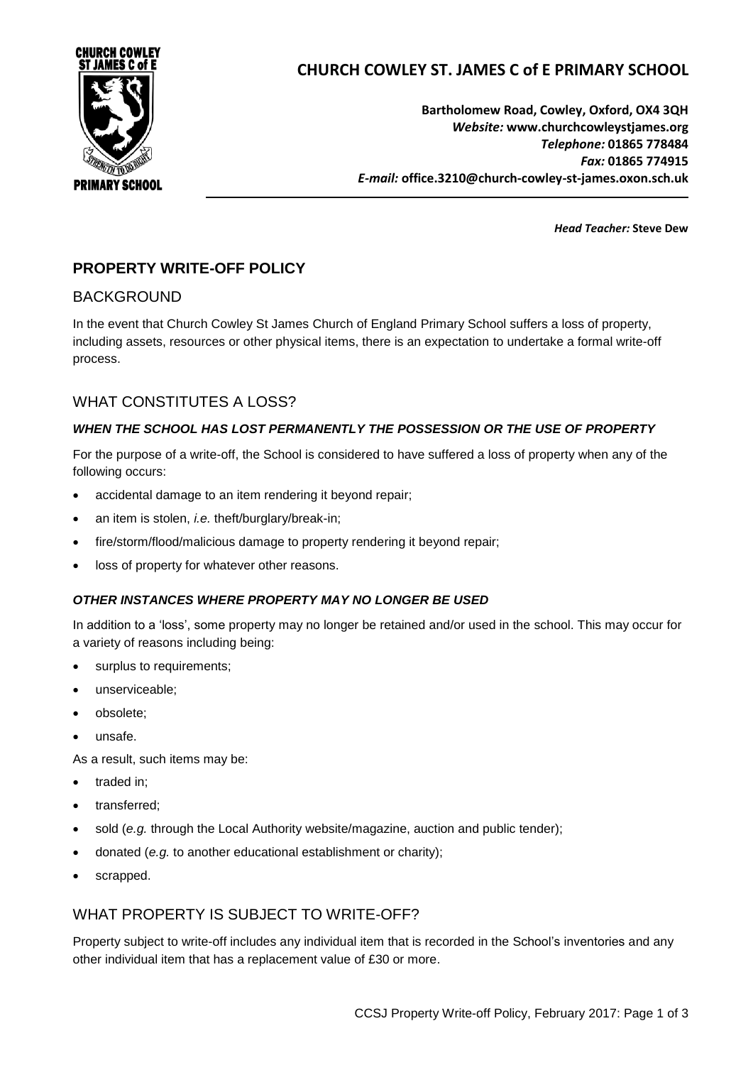# CHURCH COWLEY ST. JAMES C of E PRIMARY SCHOOL

**Bartholomew Road, Cowley, Oxford, OX4 3QH**
***Website:*** **www.churchcowleystjames.org**
***Telephone:*** **01865 778484**
***Fax:*** **01865 774915**
***E-mail:*** **office.3210@church-cowley-st-james.oxon.sch.uk**

***Head Teacher:*** **Steve Dew**

## PROPERTY WRITE-OFF POLICY

### BACKGROUND

In the event that Church Cowley St James Church of England Primary School suffers a loss of property, including assets, resources or other physical items, there is an expectation to undertake a formal write-off process.

### WHAT CONSTITUTES A LOSS?

#### *WHEN THE SCHOOL HAS LOST PERMANENTLY THE POSSESSION OR THE USE OF PROPERTY*

For the purpose of a write-off, the School is considered to have suffered a loss of property when any of the following occurs:

- accidental damage to an item rendering it beyond repair;
- an item is stolen, *i.e.* theft/burglary/break-in;
- fire/storm/flood/malicious damage to property rendering it beyond repair;
- loss of property for whatever other reasons.

#### *OTHER INSTANCES WHERE PROPERTY MAY NO LONGER BE USED*

In addition to a 'loss', some property may no longer be retained and/or used in the school. This may occur for a variety of reasons including being:

- surplus to requirements;
- unserviceable;
- obsolete;
- unsafe.

As a result, such items may be:

- traded in;
- transferred;
- sold (*e.g.* through the Local Authority website/magazine, auction and public tender);
- donated (*e.g.* to another educational establishment or charity);
- scrapped.

### WHAT PROPERTY IS SUBJECT TO WRITE-OFF?

Property subject to write-off includes any individual item that is recorded in the School's inventories and any other individual item that has a replacement value of £30 or more.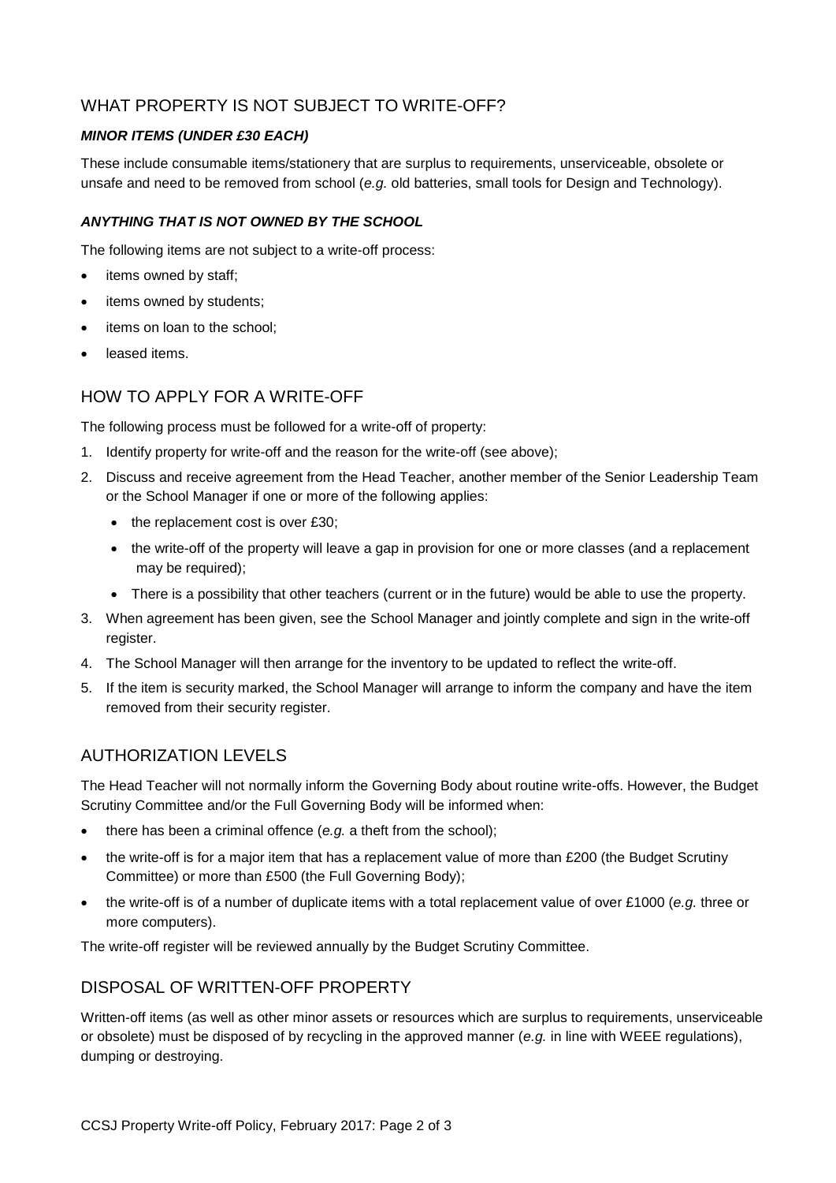## WHAT PROPERTY IS NOT SUBJECT TO WRITE-OFF?

### ***MINOR ITEMS (UNDER £30 EACH)***

These include consumable items/stationery that are surplus to requirements, unserviceable, obsolete or unsafe and need to be removed from school (*e.g.* old batteries, small tools for Design and Technology).

### ***ANYTHING THAT IS NOT OWNED BY THE SCHOOL***

The following items are not subject to a write-off process:

- items owned by staff;
- items owned by students;
- items on loan to the school;
- leased items.

## HOW TO APPLY FOR A WRITE-OFF

The following process must be followed for a write-off of property:

1. Identify property for write-off and the reason for the write-off (see above);
2. Discuss and receive agreement from the Head Teacher, another member of the Senior Leadership Team or the School Manager if one or more of the following applies:
   - the replacement cost is over £30;
   - the write-off of the property will leave a gap in provision for one or more classes (and a replacement may be required);
   - There is a possibility that other teachers (current or in the future) would be able to use the property.
3. When agreement has been given, see the School Manager and jointly complete and sign in the write-off register.
4. The School Manager will then arrange for the inventory to be updated to reflect the write-off.
5. If the item is security marked, the School Manager will arrange to inform the company and have the item removed from their security register.

## AUTHORIZATION LEVELS

The Head Teacher will not normally inform the Governing Body about routine write-offs. However, the Budget Scrutiny Committee and/or the Full Governing Body will be informed when:

- there has been a criminal offence (*e.g.* a theft from the school);
- the write-off is for a major item that has a replacement value of more than £200 (the Budget Scrutiny Committee) or more than £500 (the Full Governing Body);
- the write-off is of a number of duplicate items with a total replacement value of over £1000 (*e.g.* three or more computers).

The write-off register will be reviewed annually by the Budget Scrutiny Committee.

## DISPOSAL OF WRITTEN-OFF PROPERTY

Written-off items (as well as other minor assets or resources which are surplus to requirements, unserviceable or obsolete) must be disposed of by recycling in the approved manner (*e.g.* in line with WEEE regulations), dumping or destroying.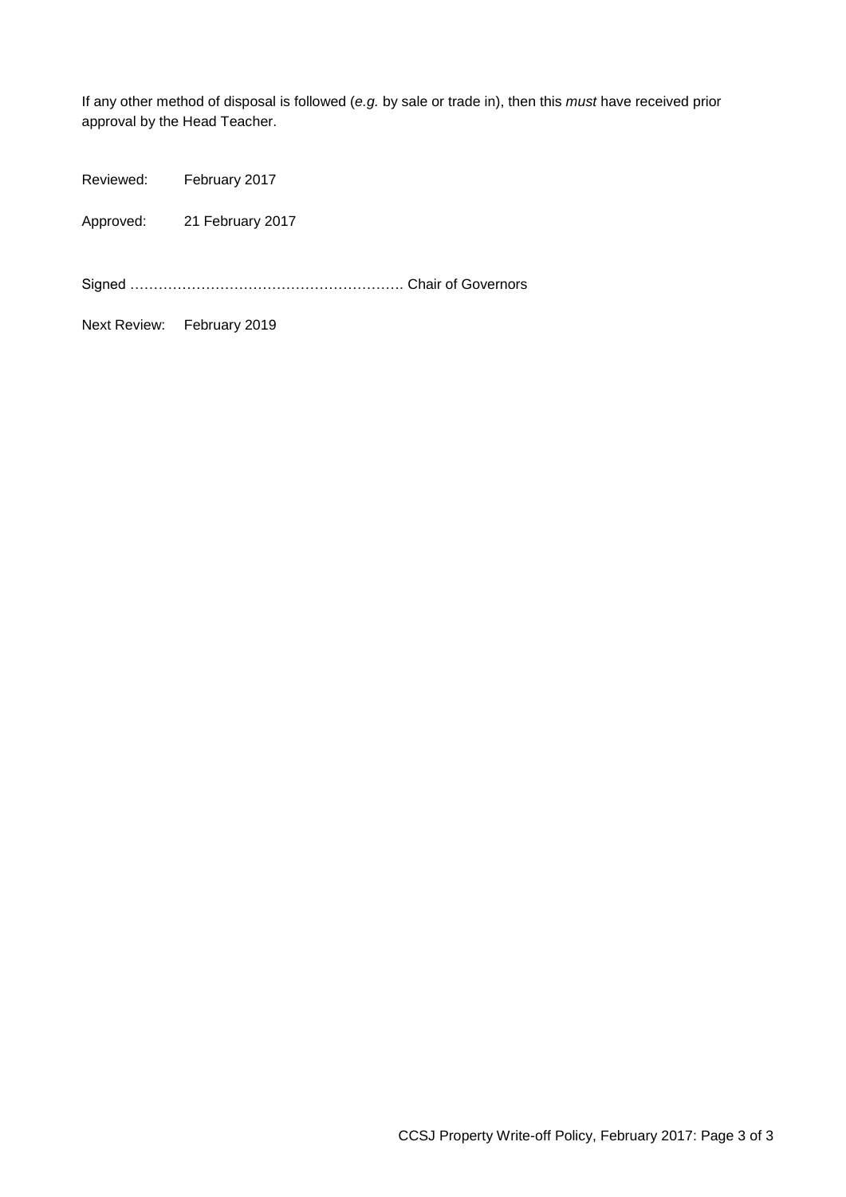If any other method of disposal is followed (*e.g.* by sale or trade in), then this *must* have received prior approval by the Head Teacher.

Reviewed: February 2017

Approved: 21 February 2017

Signed ………………………………………………… Chair of Governors

Next Review: February 2019